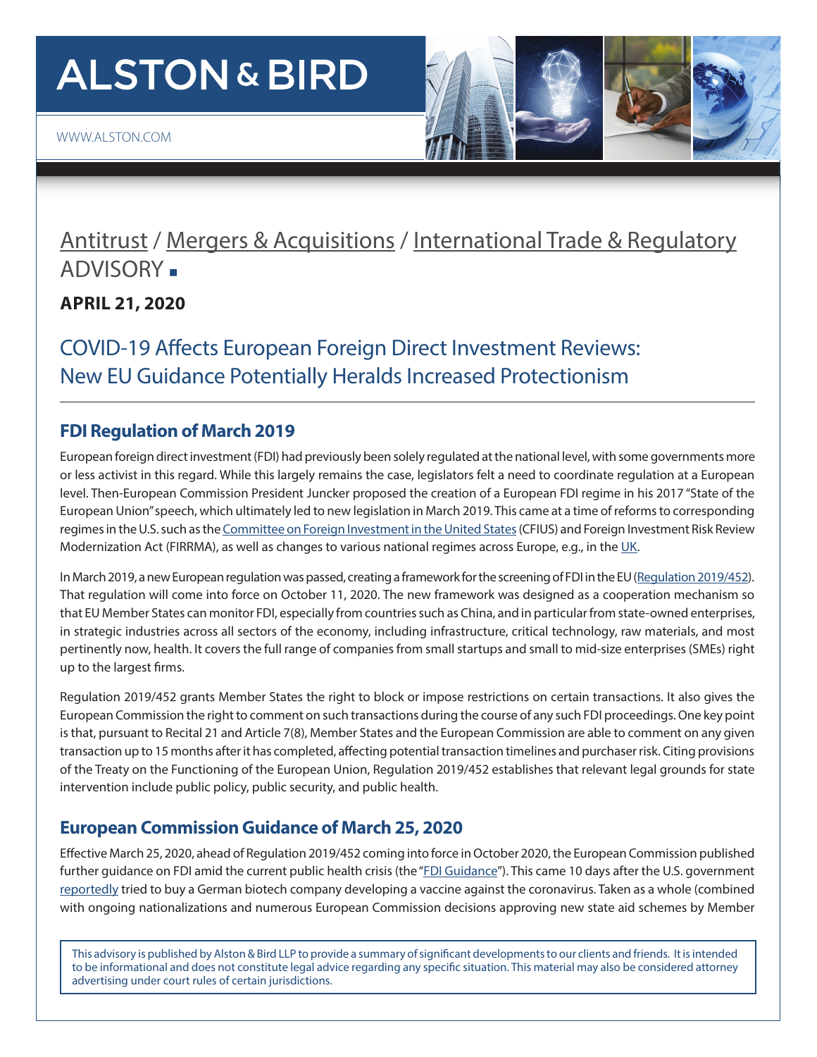# ALSTON & BIRD

WWW.ALSTON.COM

## Antitrust / Mergers & Acquisitions / International Trade & Regulatory ADVISORY ■

**APRIL 21, 2020**

# COVID-19 Affects European Foreign Direct Investment Reviews: New EU Guidance Potentially Heralds Increased Protectionism

## FDI Regulation of March 2019

European foreign direct investment (FDI) had previously been solely regulated at the national level, with some governments more or less activist in this regard. While this largely remains the case, legislators felt a need to coordinate regulation at a European level. Then-European Commission President Juncker proposed the creation of a European FDI regime in his 2017 "State of the European Union" speech, which ultimately led to new legislation in March 2019. This came at a time of reforms to corresponding regimes in the U.S. such as the Committee on Foreign Investment in the United States (CFIUS) and Foreign Investment Risk Review Modernization Act (FIRRMA), as well as changes to various national regimes across Europe, e.g., in the UK.

In March 2019, a new European regulation was passed, creating a framework for the screening of FDI in the EU (Regulation 2019/452). That regulation will come into force on October 11, 2020. The new framework was designed as a cooperation mechanism so that EU Member States can monitor FDI, especially from countries such as China, and in particular from state-owned enterprises, in strategic industries across all sectors of the economy, including infrastructure, critical technology, raw materials, and most pertinently now, health. It covers the full range of companies from small startups and small to mid-size enterprises (SMEs) right up to the largest firms.

Regulation 2019/452 grants Member States the right to block or impose restrictions on certain transactions. It also gives the European Commission the right to comment on such transactions during the course of any such FDI proceedings. One key point is that, pursuant to Recital 21 and Article 7(8), Member States and the European Commission are able to comment on any given transaction up to 15 months after it has completed, affecting potential transaction timelines and purchaser risk. Citing provisions of the Treaty on the Functioning of the European Union, Regulation 2019/452 establishes that relevant legal grounds for state intervention include public policy, public security, and public health.

## European Commission Guidance of March 25, 2020

Effective March 25, 2020, ahead of Regulation 2019/452 coming into force in October 2020, the European Commission published further guidance on FDI amid the current public health crisis (the "FDI Guidance"). This came 10 days after the U.S. government reportedly tried to buy a German biotech company developing a vaccine against the coronavirus. Taken as a whole (combined with ongoing nationalizations and numerous European Commission decisions approving new state aid schemes by Member

This advisory is published by Alston & Bird LLP to provide a summary of significant developments to our clients and friends. It is intended to be informational and does not constitute legal advice regarding any specific situation. This material may also be considered attorney advertising under court rules of certain jurisdictions.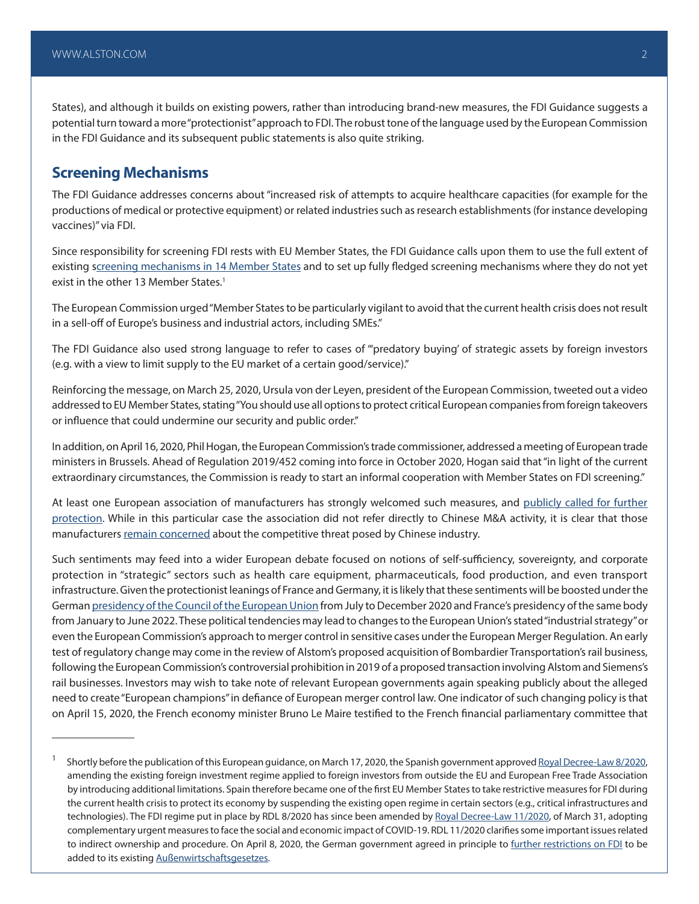States), and although it builds on existing powers, rather than introducing brand-new measures, the FDI Guidance suggests a potential turn toward a more "protectionist" approach to FDI. The robust tone of the language used by the European Commission in the FDI Guidance and its subsequent public statements is also quite striking.

## Screening Mechanisms

The FDI Guidance addresses concerns about "increased risk of attempts to acquire healthcare capacities (for example for the productions of medical or protective equipment) or related industries such as research establishments (for instance developing vaccines)" via FDI.

Since responsibility for screening FDI rests with EU Member States, the FDI Guidance calls upon them to use the full extent of existing screening mechanisms in 14 Member States and to set up fully fledged screening mechanisms where they do not yet exist in the other 13 Member States.[1]

The European Commission urged "Member States to be particularly vigilant to avoid that the current health crisis does not result in a sell-off of Europe's business and industrial actors, including SMEs."

The FDI Guidance also used strong language to refer to cases of "'predatory buying' of strategic assets by foreign investors (e.g. with a view to limit supply to the EU market of a certain good/service)."

Reinforcing the message, on March 25, 2020, Ursula von der Leyen, president of the European Commission, tweeted out a video addressed to EU Member States, stating "You should use all options to protect critical European companies from foreign takeovers or influence that could undermine our security and public order."

In addition, on April 16, 2020, Phil Hogan, the European Commission's trade commissioner, addressed a meeting of European trade ministers in Brussels. Ahead of Regulation 2019/452 coming into force in October 2020, Hogan said that "in light of the current extraordinary circumstances, the Commission is ready to start an informal cooperation with Member States on FDI screening."

At least one European association of manufacturers has strongly welcomed such measures, and publicly called for further protection. While in this particular case the association did not refer directly to Chinese M&A activity, it is clear that those manufacturers remain concerned about the competitive threat posed by Chinese industry.

Such sentiments may feed into a wider European debate focused on notions of self-sufficiency, sovereignty, and corporate protection in "strategic" sectors such as health care equipment, pharmaceuticals, food production, and even transport infrastructure. Given the protectionist leanings of France and Germany, it is likely that these sentiments will be boosted under the German presidency of the Council of the European Union from July to December 2020 and France's presidency of the same body from January to June 2022. These political tendencies may lead to changes to the European Union's stated "industrial strategy" or even the European Commission's approach to merger control in sensitive cases under the European Merger Regulation. An early test of regulatory change may come in the review of Alstom's proposed acquisition of Bombardier Transportation's rail business, following the European Commission's controversial prohibition in 2019 of a proposed transaction involving Alstom and Siemens's rail businesses. Investors may wish to take note of relevant European governments again speaking publicly about the alleged need to create "European champions" in defiance of European merger control law. One indicator of such changing policy is that on April 15, 2020, the French economy minister Bruno Le Maire testified to the French financial parliamentary committee that

---

[1] Shortly before the publication of this European guidance, on March 17, 2020, the Spanish government approved Royal Decree-Law 8/2020, amending the existing foreign investment regime applied to foreign investors from outside the EU and European Free Trade Association by introducing additional limitations. Spain therefore became one of the first EU Member States to take restrictive measures for FDI during the current health crisis to protect its economy by suspending the existing open regime in certain sectors (e.g., critical infrastructures and technologies). The FDI regime put in place by RDL 8/2020 has since been amended by Royal Decree-Law 11/2020, of March 31, adopting complementary urgent measures to face the social and economic impact of COVID-19. RDL 11/2020 clarifies some important issues related to indirect ownership and procedure. On April 8, 2020, the German government agreed in principle to further restrictions on FDI to be added to its existing Außenwirtschaftsgesetzes.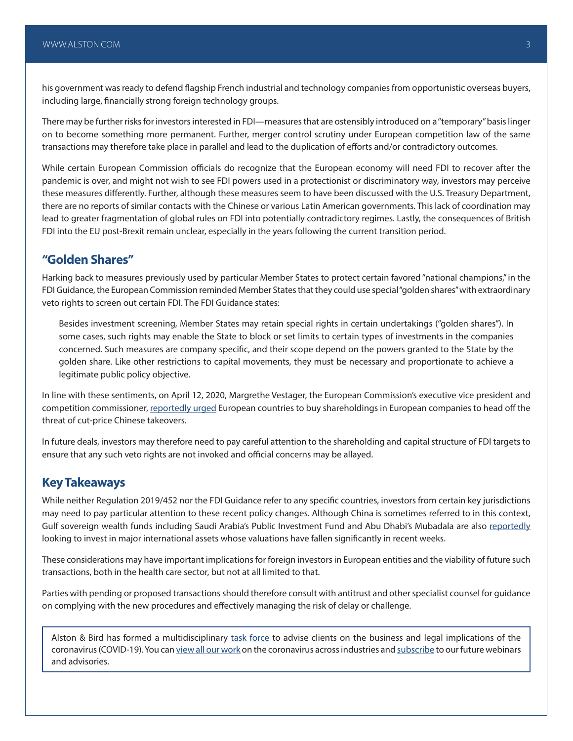his government was ready to defend flagship French industrial and technology companies from opportunistic overseas buyers, including large, financially strong foreign technology groups.

There may be further risks for investors interested in FDI—measures that are ostensibly introduced on a "temporary" basis linger on to become something more permanent. Further, merger control scrutiny under European competition law of the same transactions may therefore take place in parallel and lead to the duplication of efforts and/or contradictory outcomes.

While certain European Commission officials do recognize that the European economy will need FDI to recover after the pandemic is over, and might not wish to see FDI powers used in a protectionist or discriminatory way, investors may perceive these measures differently. Further, although these measures seem to have been discussed with the U.S. Treasury Department, there are no reports of similar contacts with the Chinese or various Latin American governments. This lack of coordination may lead to greater fragmentation of global rules on FDI into potentially contradictory regimes. Lastly, the consequences of British FDI into the EU post-Brexit remain unclear, especially in the years following the current transition period.

## "Golden Shares"

Harking back to measures previously used by particular Member States to protect certain favored "national champions," in the FDI Guidance, the European Commission reminded Member States that they could use special "golden shares" with extraordinary veto rights to screen out certain FDI. The FDI Guidance states:

> Besides investment screening, Member States may retain special rights in certain undertakings ("golden shares"). In some cases, such rights may enable the State to block or set limits to certain types of investments in the companies concerned. Such measures are company specific, and their scope depend on the powers granted to the State by the golden share. Like other restrictions to capital movements, they must be necessary and proportionate to achieve a legitimate public policy objective.

In line with these sentiments, on April 12, 2020, Margrethe Vestager, the European Commission's executive vice president and competition commissioner, reportedly urged European countries to buy shareholdings in European companies to head off the threat of cut-price Chinese takeovers.

In future deals, investors may therefore need to pay careful attention to the shareholding and capital structure of FDI targets to ensure that any such veto rights are not invoked and official concerns may be allayed.

## Key Takeaways

While neither Regulation 2019/452 nor the FDI Guidance refer to any specific countries, investors from certain key jurisdictions may need to pay particular attention to these recent policy changes. Although China is sometimes referred to in this context, Gulf sovereign wealth funds including Saudi Arabia's Public Investment Fund and Abu Dhabi's Mubadala are also reportedly looking to invest in major international assets whose valuations have fallen significantly in recent weeks.

These considerations may have important implications for foreign investors in European entities and the viability of future such transactions, both in the health care sector, but not at all limited to that.

Parties with pending or proposed transactions should therefore consult with antitrust and other specialist counsel for guidance on complying with the new procedures and effectively managing the risk of delay or challenge.

Alston & Bird has formed a multidisciplinary task force to advise clients on the business and legal implications of the coronavirus (COVID-19). You can view all our work on the coronavirus across industries and subscribe to our future webinars and advisories.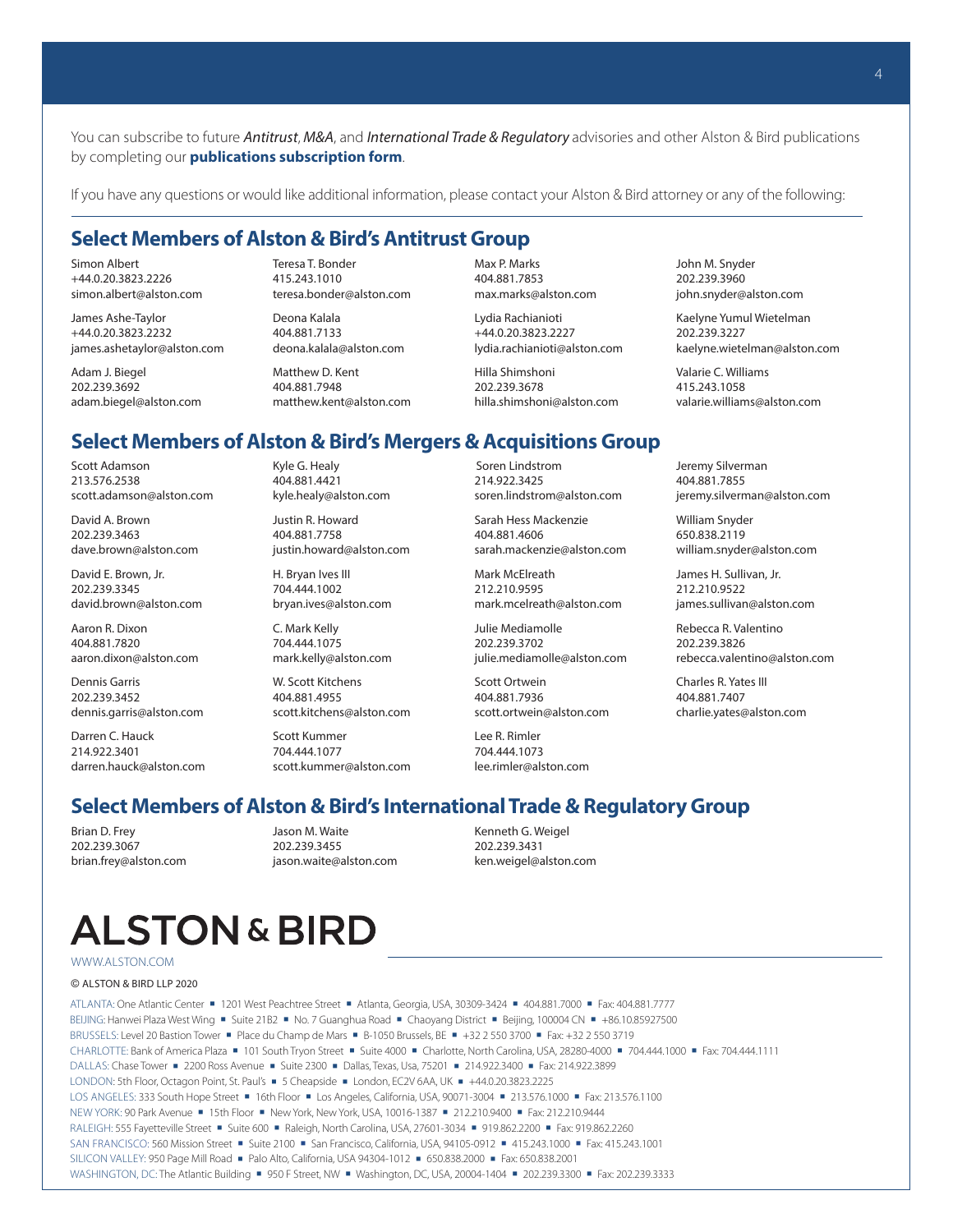You can subscribe to future *Antitrust*, *M&A*, and *International Trade & Regulatory* advisories and other Alston & Bird publications by completing our **publications subscription form**.

If you have any questions or would like additional information, please contact your Alston & Bird attorney or any of the following:

## Select Members of Alston & Bird's Antitrust Group

Simon Albert
+44.0.20.3823.2226
simon.albert@alston.com

James Ashe-Taylor
+44.0.20.3823.2232
james.ashetaylor@alston.com

Adam J. Biegel
202.239.3692
adam.biegel@alston.com

Teresa T. Bonder
415.243.1010
teresa.bonder@alston.com

Deona Kalala
404.881.7133
deona.kalala@alston.com

Matthew D. Kent
404.881.7948
matthew.kent@alston.com

Max P. Marks
404.881.7853
max.marks@alston.com

Lydia Rachianioti
+44.0.20.3823.2227
lydia.rachianioti@alston.com

Hilla Shimshoni
202.239.3678
hilla.shimshoni@alston.com

John M. Snyder
202.239.3960
john.snyder@alston.com

Kaelyne Yumul Wietelman
202.239.3227
kaelyne.wietelman@alston.com

Valarie C. Williams
415.243.1058
valarie.williams@alston.com

## Select Members of Alston & Bird's Mergers & Acquisitions Group

Scott Adamson
213.576.2538
scott.adamson@alston.com

David A. Brown
202.239.3463
dave.brown@alston.com

David E. Brown, Jr.
202.239.3345
david.brown@alston.com

Aaron R. Dixon
404.881.7820
aaron.dixon@alston.com

Dennis Garris
202.239.3452
dennis.garris@alston.com

Darren C. Hauck
214.922.3401
darren.hauck@alston.com

Kyle G. Healy
404.881.4421
kyle.healy@alston.com

Justin R. Howard
404.881.7758
justin.howard@alston.com

H. Bryan Ives III
704.444.1002
bryan.ives@alston.com

C. Mark Kelly
704.444.1075
mark.kelly@alston.com

W. Scott Kitchens
404.881.4955
scott.kitchens@alston.com

Scott Kummer
704.444.1077
scott.kummer@alston.com

Soren Lindstrom
214.922.3425
soren.lindstrom@alston.com

Sarah Hess Mackenzie
404.881.4606
sarah.mackenzie@alston.com

Mark McElreath
212.210.9595
mark.mcelreath@alston.com

Julie Mediamolle
202.239.3702
julie.mediamolle@alston.com

Scott Ortwein
404.881.7936
scott.ortwein@alston.com

Lee R. Rimler
704.444.1073
lee.rimler@alston.com

Jeremy Silverman
404.881.7855
jeremy.silverman@alston.com

William Snyder
650.838.2119
william.snyder@alston.com

James H. Sullivan, Jr.
212.210.9522
james.sullivan@alston.com

Rebecca R. Valentino
202.239.3826
rebecca.valentino@alston.com

Charles R. Yates III
404.881.7407
charlie.yates@alston.com

## Select Members of Alston & Bird's International Trade & Regulatory Group

Brian D. Frey
202.239.3067
brian.frey@alston.com

Jason M. Waite
202.239.3455
jason.waite@alston.com

Kenneth G. Weigel
202.239.3431
ken.weigel@alston.com

# ALSTON & BIRD

WWW.ALSTON.COM

© ALSTON & BIRD LLP 2020

ATLANTA: One Atlantic Center ▪ 1201 West Peachtree Street ▪ Atlanta, Georgia, USA, 30309-3424 ▪ 404.881.7000 ▪ Fax: 404.881.7777
BEIJING: Hanwei Plaza West Wing ▪ Suite 21B2 ▪ No. 7 Guanghua Road ▪ Chaoyang District ▪ Beijing, 100004 CN ▪ +86.10.85927500
BRUSSELS: Level 20 Bastion Tower ▪ Place du Champ de Mars ▪ B-1050 Brussels, BE ▪ +32 2 550 3700 ▪ Fax: +32 2 550 3719
CHARLOTTE: Bank of America Plaza ▪ 101 South Tryon Street ▪ Suite 4000 ▪ Charlotte, North Carolina, USA, 28280-4000 ▪ 704.444.1000 ▪ Fax: 704.444.1111
DALLAS: Chase Tower ▪ 2200 Ross Avenue ▪ Suite 2300 ▪ Dallas, Texas, Usa, 75201 ▪ 214.922.3400 ▪ Fax: 214.922.3899
LONDON: 5th Floor, Octagon Point, St. Paul's ▪ 5 Cheapside ▪ London, EC2V 6AA, UK ▪ +44.0.20.3823.2225
LOS ANGELES: 333 South Hope Street ▪ 16th Floor ▪ Los Angeles, California, USA, 90071-3004 ▪ 213.576.1000 ▪ Fax: 213.576.1100
NEW YORK: 90 Park Avenue ▪ 15th Floor ▪ New York, New York, USA, 10016-1387 ▪ 212.210.9400 ▪ Fax: 212.210.9444
RALEIGH: 555 Fayetteville Street ▪ Suite 600 ▪ Raleigh, North Carolina, USA, 27601-3034 ▪ 919.862.2200 ▪ Fax: 919.862.2260
SAN FRANCISCO: 560 Mission Street ▪ Suite 2100 ▪ San Francisco, California, USA, 94105-0912 ▪ 415.243.1000 ▪ Fax: 415.243.1001
SILICON VALLEY: 950 Page Mill Road ▪ Palo Alto, California, USA 94304-1012 ▪ 650.838.2000 ▪ Fax: 650.838.2001
WASHINGTON, DC: The Atlantic Building ▪ 950 F Street, NW ▪ Washington, DC, USA, 20004-1404 ▪ 202.239.3300 ▪ Fax: 202.239.3333